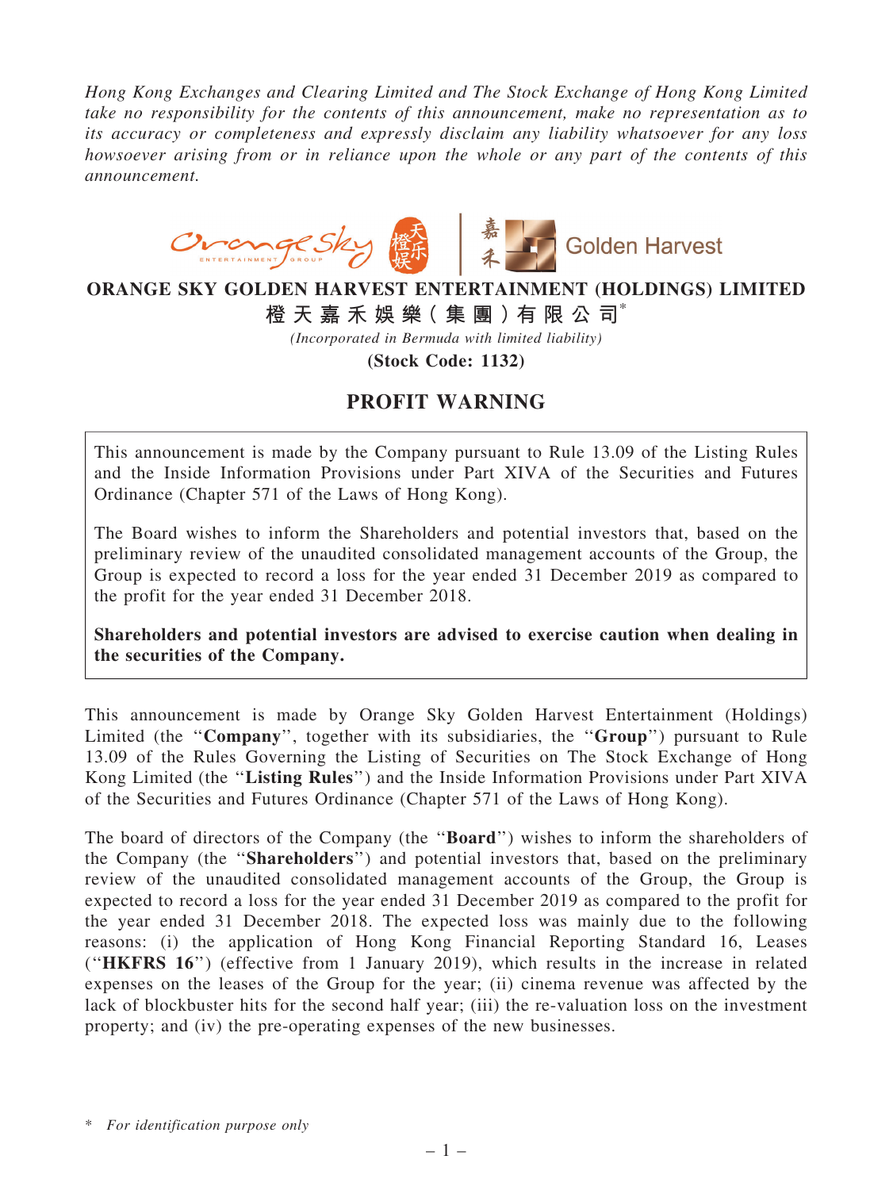*Hong Kong Exchanges and Clearing Limited and The Stock Exchange of Hong Kong Limited take no responsibility for the contents of this announcement, make no representation as to its accuracy or completeness and expressly disclaim any liability whatsoever for any loss howsoever arising from or in reliance upon the whole or any part of the contents of this announcement.*

# ORANGE SKY GOLDEN HARVEST ENTERTAINMENT (HOLDINGS) LIMITED

**橙天嘉禾娛樂（集團）有限公司***

*(Incorporated in Bermuda with limited liability)*

**(Stock Code: 1132)**

## PROFIT WARNING

This announcement is made by the Company pursuant to Rule 13.09 of the Listing Rules and the Inside Information Provisions under Part XIVA of the Securities and Futures Ordinance (Chapter 571 of the Laws of Hong Kong).

The Board wishes to inform the Shareholders and potential investors that, based on the preliminary review of the unaudited consolidated management accounts of the Group, the Group is expected to record a loss for the year ended 31 December 2019 as compared to the profit for the year ended 31 December 2018.

**Shareholders and potential investors are advised to exercise caution when dealing in the securities of the Company.**

This announcement is made by Orange Sky Golden Harvest Entertainment (Holdings) Limited (the "**Company**", together with its subsidiaries, the "**Group**") pursuant to Rule 13.09 of the Rules Governing the Listing of Securities on The Stock Exchange of Hong Kong Limited (the "**Listing Rules**") and the Inside Information Provisions under Part XIVA of the Securities and Futures Ordinance (Chapter 571 of the Laws of Hong Kong).

The board of directors of the Company (the "**Board**") wishes to inform the shareholders of the Company (the "**Shareholders**") and potential investors that, based on the preliminary review of the unaudited consolidated management accounts of the Group, the Group is expected to record a loss for the year ended 31 December 2019 as compared to the profit for the year ended 31 December 2018. The expected loss was mainly due to the following reasons: (i) the application of Hong Kong Financial Reporting Standard 16, Leases ("**HKFRS 16**") (effective from 1 January 2019), which results in the increase in related expenses on the leases of the Group for the year; (ii) cinema revenue was affected by the lack of blockbuster hits for the second half year; (iii) the re-valuation loss on the investment property; and (iv) the pre-operating expenses of the new businesses.

\* *For identification purpose only*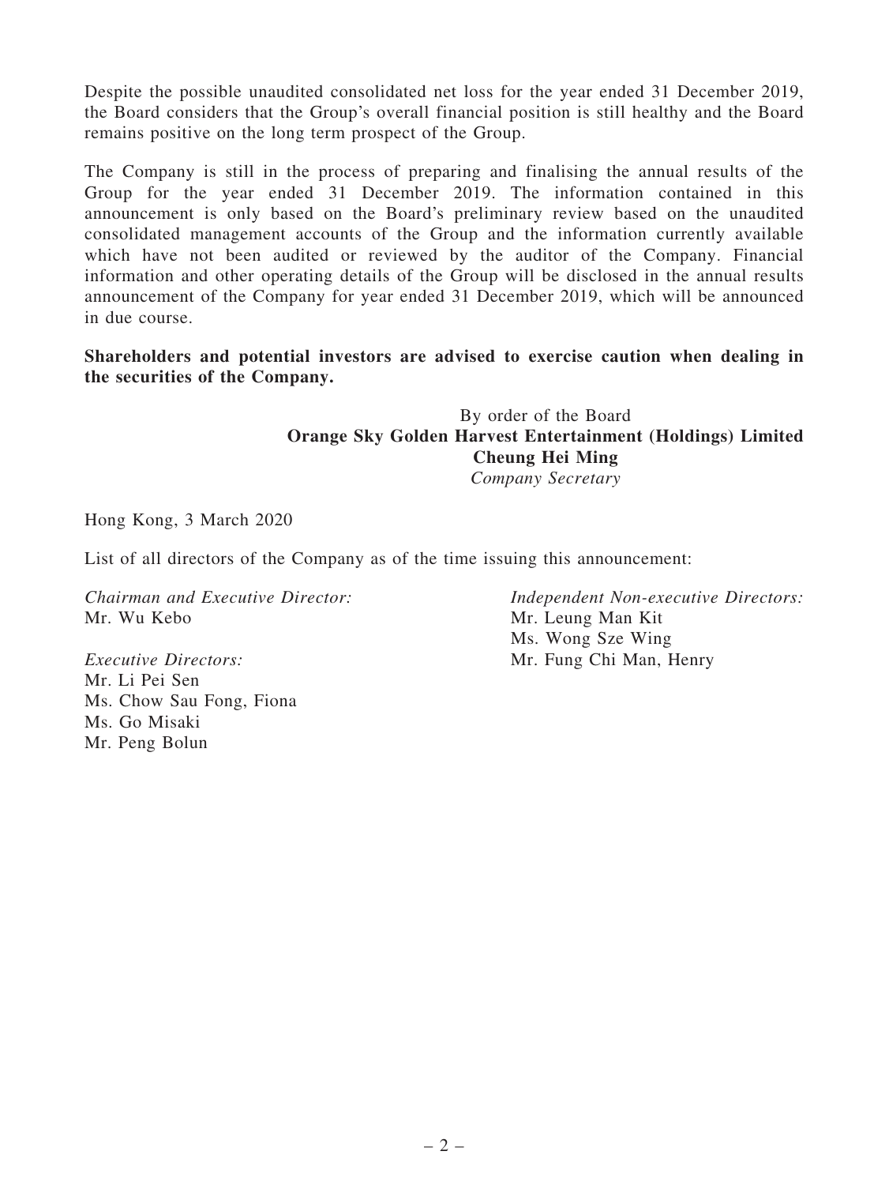Despite the possible unaudited consolidated net loss for the year ended 31 December 2019, the Board considers that the Group's overall financial position is still healthy and the Board remains positive on the long term prospect of the Group.

The Company is still in the process of preparing and finalising the annual results of the Group for the year ended 31 December 2019. The information contained in this announcement is only based on the Board's preliminary review based on the unaudited consolidated management accounts of the Group and the information currently available which have not been audited or reviewed by the auditor of the Company. Financial information and other operating details of the Group will be disclosed in the annual results announcement of the Company for year ended 31 December 2019, which will be announced in due course.

**Shareholders and potential investors are advised to exercise caution when dealing in the securities of the Company.**

By order of the Board
**Orange Sky Golden Harvest Entertainment (Holdings) Limited**
**Cheung Hei Ming**
*Company Secretary*

Hong Kong, 3 March 2020

List of all directors of the Company as of the time issuing this announcement:

*Chairman and Executive Director:*
Mr. Wu Kebo

*Executive Directors:*
Mr. Li Pei Sen
Ms. Chow Sau Fong, Fiona
Ms. Go Misaki
Mr. Peng Bolun

*Independent Non-executive Directors:*
Mr. Leung Man Kit
Ms. Wong Sze Wing
Mr. Fung Chi Man, Henry